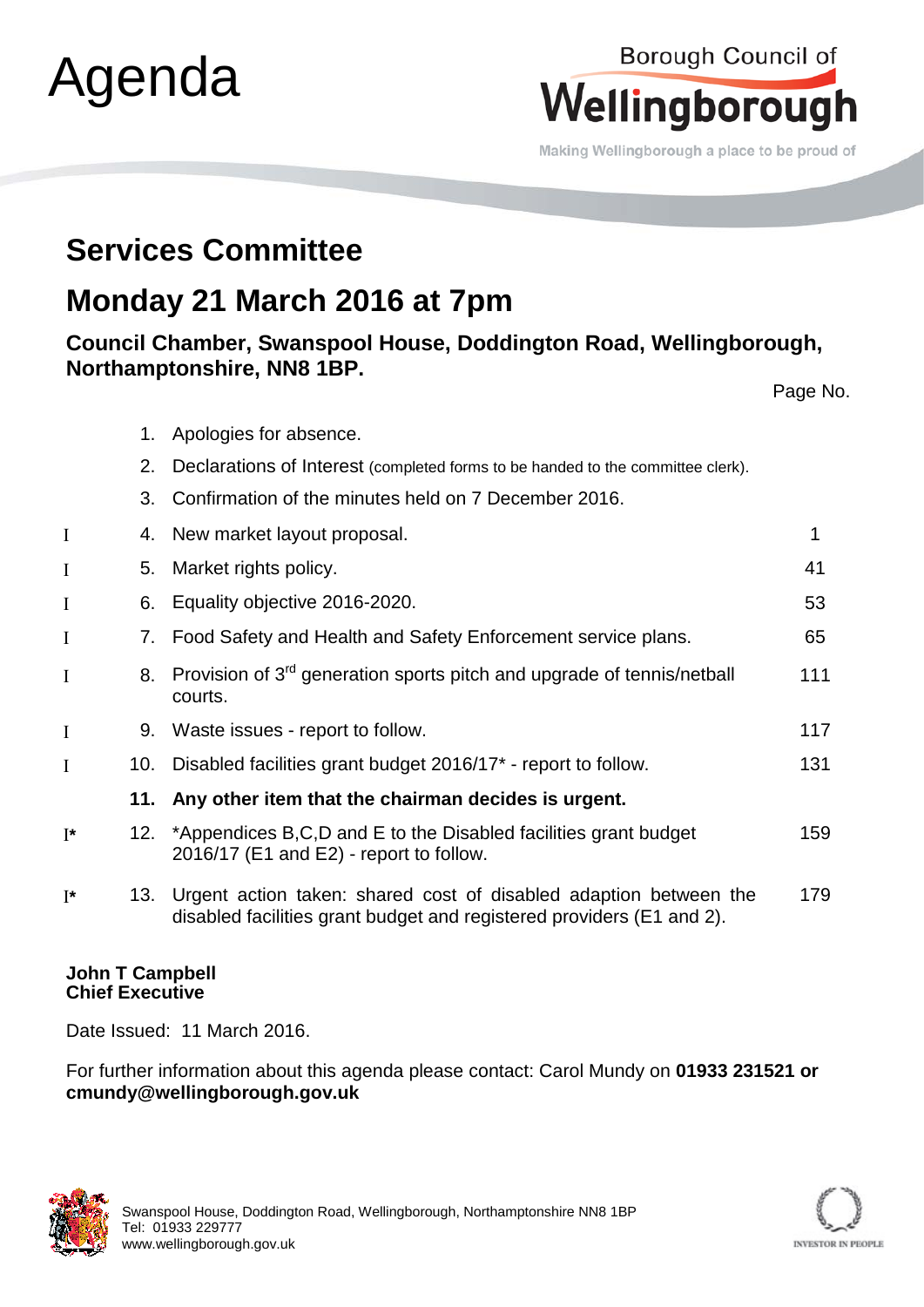# Agenda

Borough Council of
**Wellingborough**
Making Wellingborough a place to be proud of

## Services Committee

## Monday 21 March 2016 at 7pm

### Council Chamber, Swanspool House, Doddington Road, Wellingborough, Northamptonshire, NN8 1BP.

| | | | Page No. |
|---|---|---|---|
| | 1. | Apologies for absence. | |
| | 2. | Declarations of Interest (completed forms to be handed to the committee clerk). | |
| | 3. | Confirmation of the minutes held on 7 December 2016. | |
| I | 4. | New market layout proposal. | 1 |
| I | 5. | Market rights policy. | 41 |
| I | 6. | Equality objective 2016-2020. | 53 |
| I | 7. | Food Safety and Health and Safety Enforcement service plans. | 65 |
| I | 8. | Provision of 3rd generation sports pitch and upgrade of tennis/netball courts. | 111 |
| I | 9. | Waste issues - report to follow. | 117 |
| I | 10. | Disabled facilities grant budget 2016/17* - report to follow. | 131 |
| | **11.** | **Any other item that the chairman decides is urgent.** | |
| I* | 12. | *Appendices B,C,D and E to the Disabled facilities grant budget 2016/17 (E1 and E2) - report to follow. | 159 |
| I* | 13. | Urgent action taken: shared cost of disabled adaption between the disabled facilities grant budget and registered providers (E1 and 2). | 179 |

**John T Campbell**
**Chief Executive**

Date Issued: 11 March 2016.

For further information about this agenda please contact: Carol Mundy on **01933 231521 or cmundy@wellingborough.gov.uk**

Swanspool House, Doddington Road, Wellingborough, Northamptonshire NN8 1BP
Tel: 01933 229777
www.wellingborough.gov.uk

INVESTOR IN PEOPLE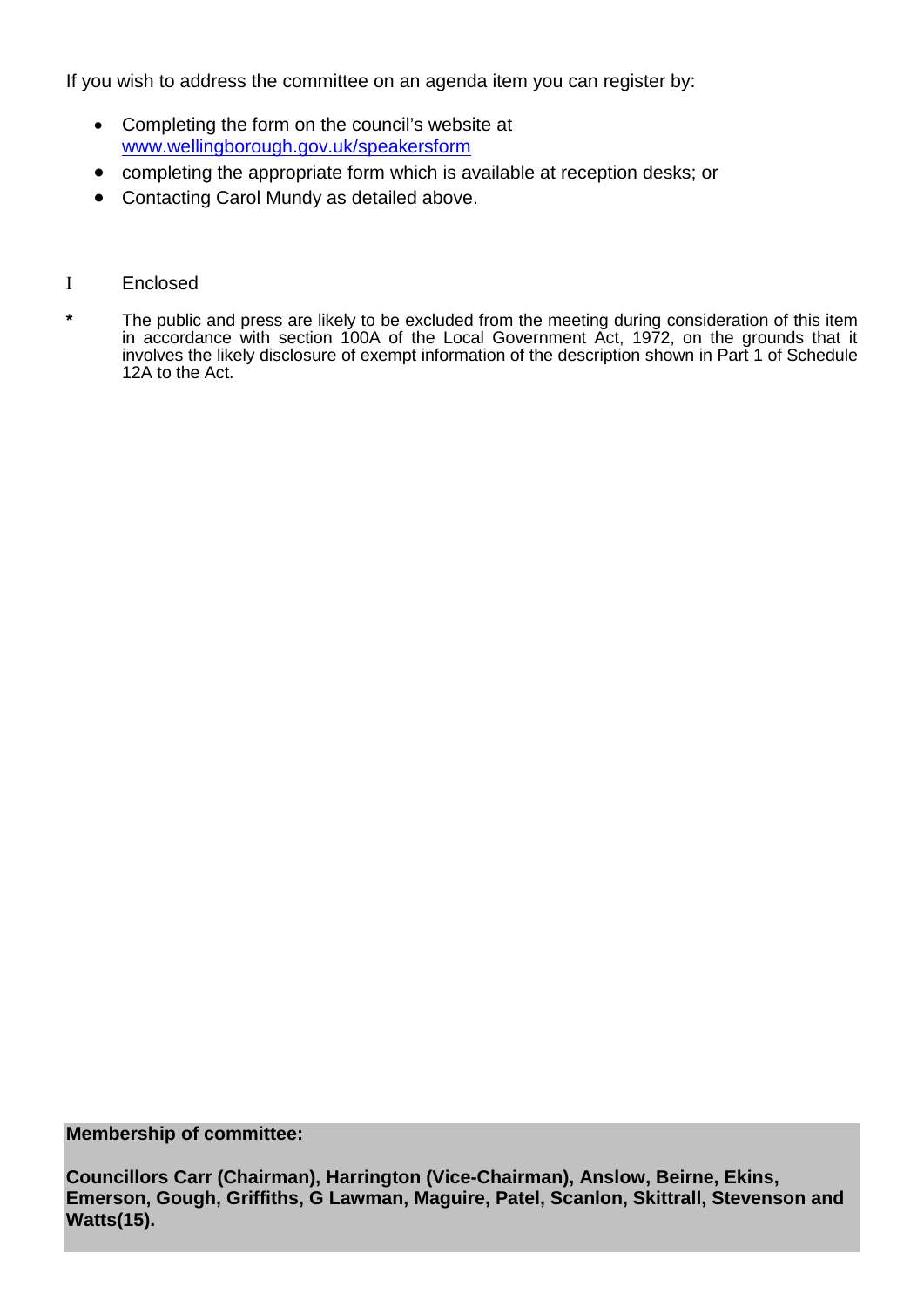If you wish to address the committee on an agenda item you can register by:

- Completing the form on the council's website at [www.wellingborough.gov.uk/speakersform](http://www.wellingborough.gov.uk/speakersform)
- completing the appropriate form which is available at reception desks; or
- Contacting Carol Mundy as detailed above.

I Enclosed

* The public and press are likely to be excluded from the meeting during consideration of this item in accordance with section 100A of the Local Government Act, 1972, on the grounds that it involves the likely disclosure of exempt information of the description shown in Part 1 of Schedule 12A to the Act.

**Membership of committee:**

**Councillors Carr (Chairman), Harrington (Vice-Chairman), Anslow, Beirne, Ekins, Emerson, Gough, Griffiths, G Lawman, Maguire, Patel, Scanlon, Skittrall, Stevenson and Watts(15).**